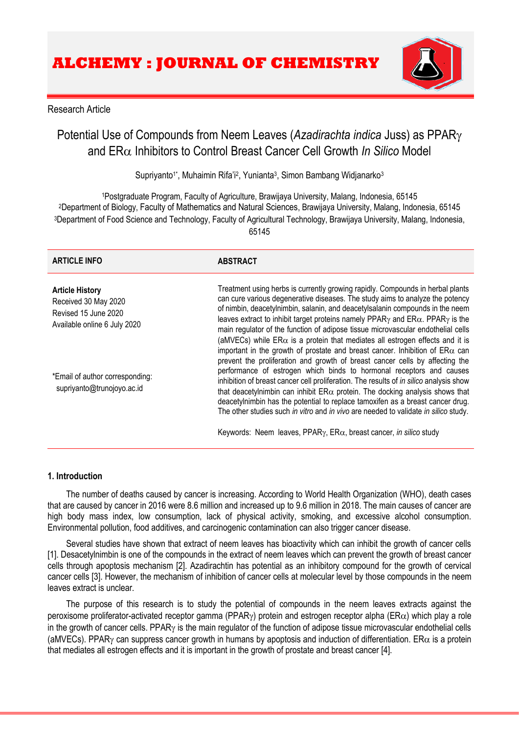# ALCHEMY : JOURNAL OF CHEMISTRY

Research Article

## Potential Use of Compounds from Neem Leaves (*Azadirachta indica* Juss) as PPARγ and ERα Inhibitors to Control Breast Cancer Cell Growth *In Silico* Model

Supriyanto[1*], Muhaimin Rifa'i[2], Yunianta[3], Simon Bambang Widjanarko[3]

[1]Postgraduate Program, Faculty of Agriculture, Brawijaya University, Malang, Indonesia, 65145
[2]Department of Biology, Faculty of Mathematics and Natural Sciences, Brawijaya University, Malang, Indonesia, 65145
[3]Department of Food Science and Technology, Faculty of Agricultural Technology, Brawijaya University, Malang, Indonesia, 65145

**ARTICLE INFO**

**Article History**
Received 30 May 2020
Revised 15 June 2020
Available online 6 July 2020

*Email of author corresponding:
supriyanto@trunojoyo.ac.id

**ABSTRACT**

Treatment using herbs is currently growing rapidly. Compounds in herbal plants can cure various degenerative diseases. The study aims to analyze the potency of nimbin, deacetylnimbin, salanin, and deacetylsalanin compounds in the neem leaves extract to inhibit target proteins namely PPARγ and ERα. PPARγ is the main regulator of the function of adipose tissue microvascular endothelial cells (aMVECs) while ERα is a protein that mediates all estrogen effects and it is important in the growth of prostate and breast cancer. Inhibition of ERα can prevent the proliferation and growth of breast cancer cells by affecting the performance of estrogen which binds to hormonal receptors and causes inhibition of breast cancer cell proliferation. The results of *in silico* analysis show that deacetylnimbin can inhibit ERα protein. The docking analysis shows that deacetylnimbin has the potential to replace tamoxifen as a breast cancer drug. The other studies such *in vitro* and *in vivo* are needed to validate *in silico* study.

Keywords: Neem leaves, PPARγ, ERα, breast cancer, *in silico* study

### 1. Introduction

The number of deaths caused by cancer is increasing. According to World Health Organization (WHO), death cases that are caused by cancer in 2016 were 8.6 million and increased up to 9.6 million in 2018. The main causes of cancer are high body mass index, low consumption, lack of physical activity, smoking, and excessive alcohol consumption. Environmental pollution, food additives, and carcinogenic contamination can also trigger cancer disease.

Several studies have shown that extract of neem leaves has bioactivity which can inhibit the growth of cancer cells [1]. Desacetylnimbin is one of the compounds in the extract of neem leaves which can prevent the growth of breast cancer cells through apoptosis mechanism [2]. Azadirachtin has potential as an inhibitory compound for the growth of cervical cancer cells [3]. However, the mechanism of inhibition of cancer cells at molecular level by those compounds in the neem leaves extract is unclear.

The purpose of this research is to study the potential of compounds in the neem leaves extracts against the peroxisome proliferator-activated receptor gamma (PPARγ) protein and estrogen receptor alpha (ERα) which play a role in the growth of cancer cells. PPARγ is the main regulator of the function of adipose tissue microvascular endothelial cells (aMVECs). PPARγ can suppress cancer growth in humans by apoptosis and induction of differentiation. ERα is a protein that mediates all estrogen effects and it is important in the growth of prostate and breast cancer [4].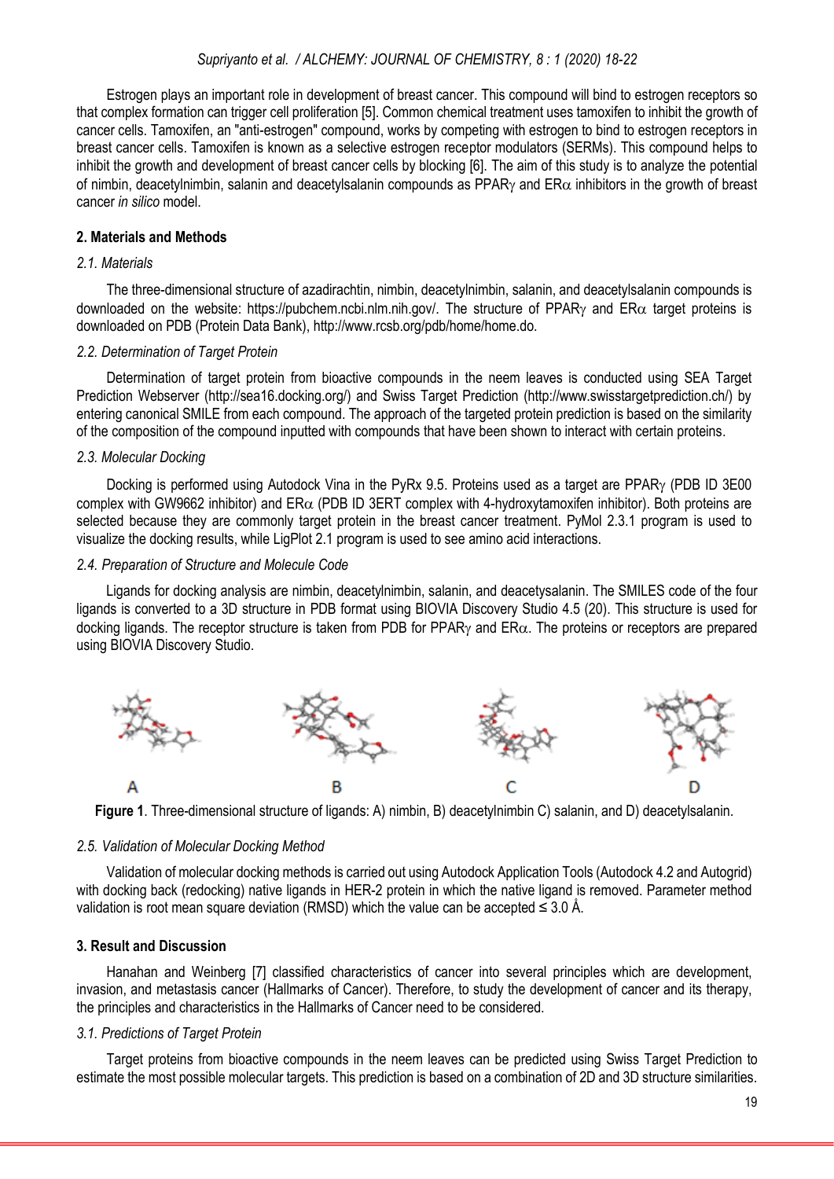Estrogen plays an important role in development of breast cancer. This compound will bind to estrogen receptors so that complex formation can trigger cell proliferation [5]. Common chemical treatment uses tamoxifen to inhibit the growth of cancer cells. Tamoxifen, an "anti-estrogen" compound, works by competing with estrogen to bind to estrogen receptors in breast cancer cells. Tamoxifen is known as a selective estrogen receptor modulators (SERMs). This compound helps to inhibit the growth and development of breast cancer cells by blocking [6]. The aim of this study is to analyze the potential of nimbin, deacetylnimbin, salanin and deacetylsalanin compounds as PPAR$\gamma$ and ER$\alpha$ inhibitors in the growth of breast cancer *in silico* model.

## 2. Materials and Methods

### *2.1. Materials*

The three-dimensional structure of azadirachtin, nimbin, deacetylnimbin, salanin, and deacetylsalanin compounds is downloaded on the website: https://pubchem.ncbi.nlm.nih.gov/. The structure of PPAR$\gamma$ and ER$\alpha$ target proteins is downloaded on PDB (Protein Data Bank), http://www.rcsb.org/pdb/home/home.do.

### *2.2. Determination of Target Protein*

Determination of target protein from bioactive compounds in the neem leaves is conducted using SEA Target Prediction Webserver (http://sea16.docking.org/) and Swiss Target Prediction (http://www.swisstargetprediction.ch/) by entering canonical SMILE from each compound. The approach of the targeted protein prediction is based on the similarity of the composition of the compound inputted with compounds that have been shown to interact with certain proteins.

### *2.3. Molecular Docking*

Docking is performed using Autodock Vina in the PyRx 9.5. Proteins used as a target are PPAR$\gamma$ (PDB ID 3E00 complex with GW9662 inhibitor) and ER$\alpha$ (PDB ID 3ERT complex with 4-hydroxytamoxifen inhibitor). Both proteins are selected because they are commonly target protein in the breast cancer treatment. PyMol 2.3.1 program is used to visualize the docking results, while LigPlot 2.1 program is used to see amino acid interactions.

### *2.4. Preparation of Structure and Molecule Code*

Ligands for docking analysis are nimbin, deacetylnimbin, salanin, and deacetysalanin. The SMILES code of the four ligands is converted to a 3D structure in PDB format using BIOVIA Discovery Studio 4.5 (20). This structure is used for docking ligands. The receptor structure is taken from PDB for PPAR$\gamma$ and ER$\alpha$. The proteins or receptors are prepared using BIOVIA Discovery Studio.

A B C D

**Figure 1**. Three-dimensional structure of ligands: A) nimbin, B) deacetylnimbin C) salanin, and D) deacetylsalanin.

### *2.5. Validation of Molecular Docking Method*

Validation of molecular docking methods is carried out using Autodock Application Tools (Autodock 4.2 and Autogrid) with docking back (redocking) native ligands in HER-2 protein in which the native ligand is removed. Parameter method validation is root mean square deviation (RMSD) which the value can be accepted ≤ 3.0 Å.

## 3. Result and Discussion

Hanahan and Weinberg [7] classified characteristics of cancer into several principles which are development, invasion, and metastasis cancer (Hallmarks of Cancer). Therefore, to study the development of cancer and its therapy, the principles and characteristics in the Hallmarks of Cancer need to be considered.

### *3.1. Predictions of Target Protein*

Target proteins from bioactive compounds in the neem leaves can be predicted using Swiss Target Prediction to estimate the most possible molecular targets. This prediction is based on a combination of 2D and 3D structure similarities.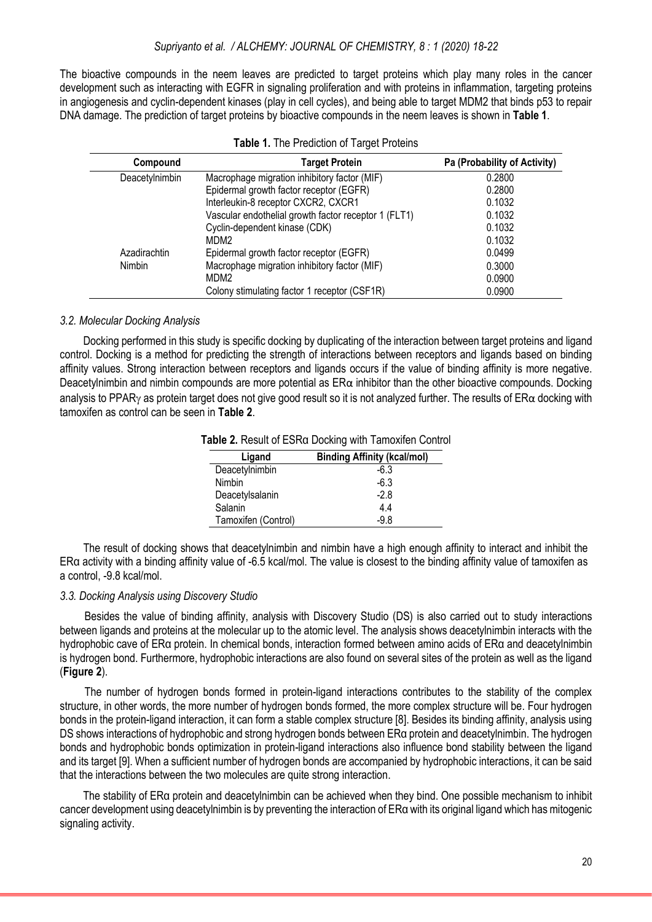The bioactive compounds in the neem leaves are predicted to target proteins which play many roles in the cancer development such as interacting with EGFR in signaling proliferation and with proteins in inflammation, targeting proteins in angiogenesis and cyclin-dependent kinases (play in cell cycles), and being able to target MDM2 that binds p53 to repair DNA damage. The prediction of target proteins by bioactive compounds in the neem leaves is shown in **Table 1**.

**Table 1.** The Prediction of Target Proteins

| Compound | Target Protein | Pa (Probability of Activity) |
|---|---|---|
| Deacetylnimbin | Macrophage migration inhibitory factor (MIF) | 0.2800 |
| | Epidermal growth factor receptor (EGFR) | 0.2800 |
| | Interleukin-8 receptor CXCR2, CXCR1 | 0.1032 |
| | Vascular endothelial growth factor receptor 1 (FLT1) | 0.1032 |
| | Cyclin-dependent kinase (CDK) | 0.1032 |
| | MDM2 | 0.1032 |
| Azadirachtin | Epidermal growth factor receptor (EGFR) | 0.0499 |
| Nimbin | Macrophage migration inhibitory factor (MIF) | 0.3000 |
| | MDM2 | 0.0900 |
| | Colony stimulating factor 1 receptor (CSF1R) | 0.0900 |

### *3.2. Molecular Docking Analysis*

Docking performed in this study is specific docking by duplicating of the interaction between target proteins and ligand control. Docking is a method for predicting the strength of interactions between receptors and ligands based on binding affinity values. Strong interaction between receptors and ligands occurs if the value of binding affinity is more negative. Deacetylnimbin and nimbin compounds are more potential as ERα inhibitor than the other bioactive compounds. Docking analysis to PPARγ as protein target does not give good result so it is not analyzed further. The results of ERα docking with tamoxifen as control can be seen in **Table 2**.

**Table 2.** Result of ESRα Docking with Tamoxifen Control

| Ligand | Binding Affinity (kcal/mol) |
|---|---|
| Deacetylnimbin | -6.3 |
| Nimbin | -6.3 |
| Deacetylsalanin | -2.8 |
| Salanin | 4.4 |
| Tamoxifen (Control) | -9.8 |

The result of docking shows that deacetylnimbin and nimbin have a high enough affinity to interact and inhibit the ERα activity with a binding affinity value of -6.5 kcal/mol. The value is closest to the binding affinity value of tamoxifen as a control, -9.8 kcal/mol.

### *3.3. Docking Analysis using Discovery Studio*

Besides the value of binding affinity, analysis with Discovery Studio (DS) is also carried out to study interactions between ligands and proteins at the molecular up to the atomic level. The analysis shows deacetylnimbin interacts with the hydrophobic cave of ERα protein. In chemical bonds, interaction formed between amino acids of ERα and deacetylnimbin is hydrogen bond. Furthermore, hydrophobic interactions are also found on several sites of the protein as well as the ligand (**Figure 2**).

The number of hydrogen bonds formed in protein-ligand interactions contributes to the stability of the complex structure, in other words, the more number of hydrogen bonds formed, the more complex structure will be. Four hydrogen bonds in the protein-ligand interaction, it can form a stable complex structure [8]. Besides its binding affinity, analysis using DS shows interactions of hydrophobic and strong hydrogen bonds between ERα protein and deacetylnimbin. The hydrogen bonds and hydrophobic bonds optimization in protein-ligand interactions also influence bond stability between the ligand and its target [9]. When a sufficient number of hydrogen bonds are accompanied by hydrophobic interactions, it can be said that the interactions between the two molecules are quite strong interaction.

The stability of ERα protein and deacetylnimbin can be achieved when they bind. One possible mechanism to inhibit cancer development using deacetylnimbin is by preventing the interaction of ERα with its original ligand which has mitogenic signaling activity.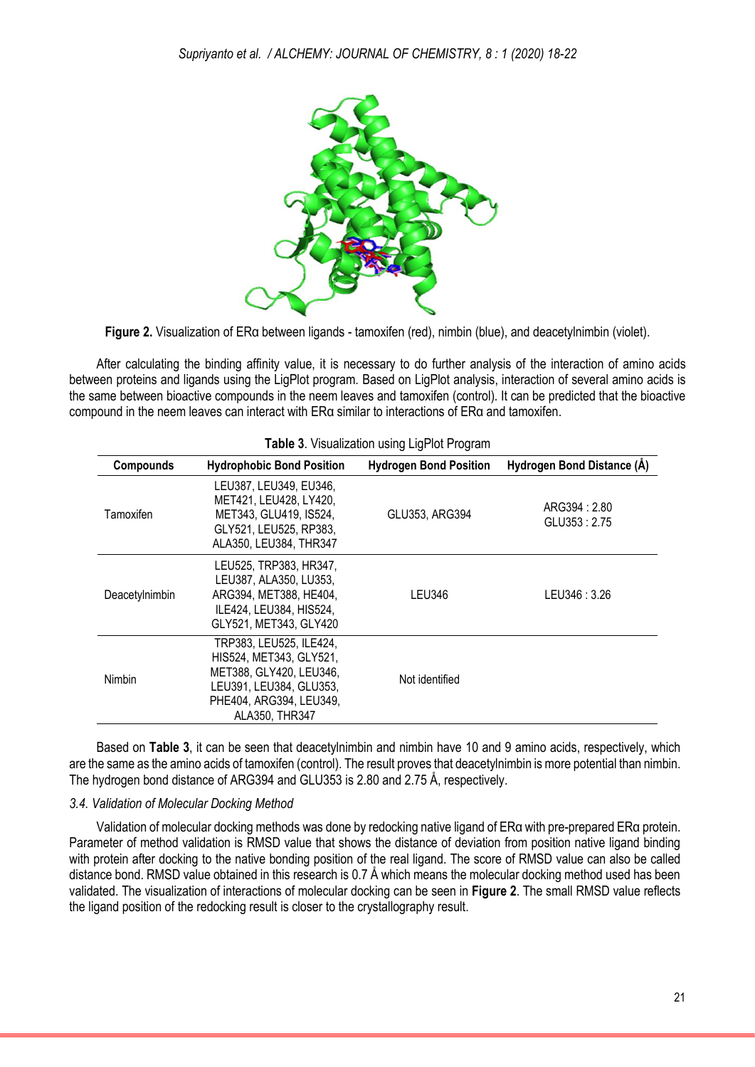**Figure 2.** Visualization of ERα between ligands - tamoxifen (red), nimbin (blue), and deacetylnimbin (violet).

After calculating the binding affinity value, it is necessary to do further analysis of the interaction of amino acids between proteins and ligands using the LigPlot program. Based on LigPlot analysis, interaction of several amino acids is the same between bioactive compounds in the neem leaves and tamoxifen (control). It can be predicted that the bioactive compound in the neem leaves can interact with ERα similar to interactions of ERα and tamoxifen.

**Table 3**. Visualization using LigPlot Program

| Compounds | Hydrophobic Bond Position | Hydrogen Bond Position | Hydrogen Bond Distance (Å) |
|---|---|---|---|
| Tamoxifen | LEU387, LEU349, EU346, MET421, LEU428, LY420, MET343, GLU419, IS524, GLY521, LEU525, RP383, ALA350, LEU384, THR347 | GLU353, ARG394 | ARG394 : 2.80 GLU353 : 2.75 |
| Deacetylnimbin | LEU525, TRP383, HR347, LEU387, ALA350, LU353, ARG394, MET388, HE404, ILE424, LEU384, HIS524, GLY521, MET343, GLY420 | LEU346 | LEU346 : 3.26 |
| Nimbin | TRP383, LEU525, ILE424, HIS524, MET343, GLY521, MET388, GLY420, LEU346, LEU391, LEU384, GLU353, PHE404, ARG394, LEU349, ALA350, THR347 | Not identified | |

Based on **Table 3**, it can be seen that deacetylnimbin and nimbin have 10 and 9 amino acids, respectively, which are the same as the amino acids of tamoxifen (control). The result proves that deacetylnimbin is more potential than nimbin. The hydrogen bond distance of ARG394 and GLU353 is 2.80 and 2.75 Å, respectively.

*3.4. Validation of Molecular Docking Method*

Validation of molecular docking methods was done by redocking native ligand of ERα with pre-prepared ERα protein. Parameter of method validation is RMSD value that shows the distance of deviation from position native ligand binding with protein after docking to the native bonding position of the real ligand. The score of RMSD value can also be called distance bond. RMSD value obtained in this research is 0.7 Å which means the molecular docking method used has been validated. The visualization of interactions of molecular docking can be seen in **Figure 2**. The small RMSD value reflects the ligand position of the redocking result is closer to the crystallography result.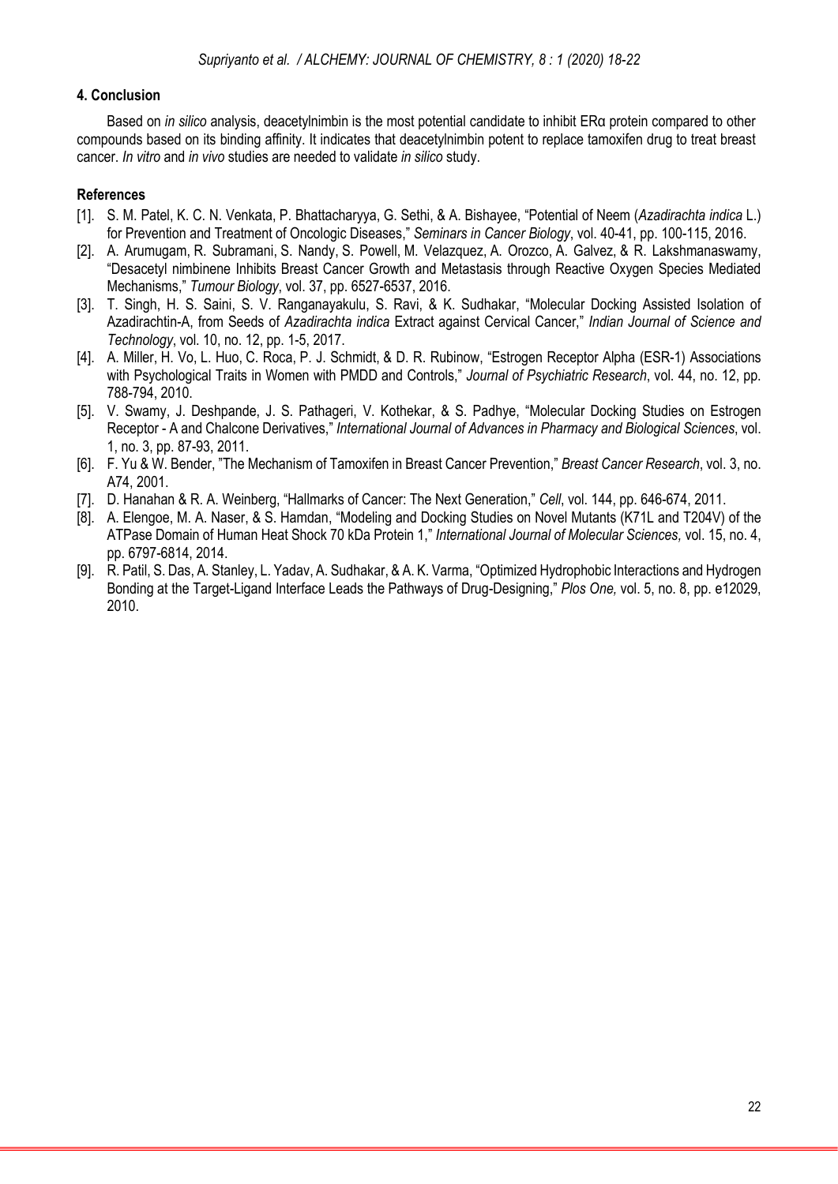## 4. Conclusion

Based on *in silico* analysis, deacetylnimbin is the most potential candidate to inhibit ERα protein compared to other compounds based on its binding affinity. It indicates that deacetylnimbin potent to replace tamoxifen drug to treat breast cancer. *In vitro* and *in vivo* studies are needed to validate *in silico* study.

## References

[1]. S. M. Patel, K. C. N. Venkata, P. Bhattacharyya, G. Sethi, & A. Bishayee, "Potential of Neem (*Azadirachta indica* L.) for Prevention and Treatment of Oncologic Diseases," *Seminars in Cancer Biology*, vol. 40-41, pp. 100-115, 2016.

[2]. A. Arumugam, R. Subramani, S. Nandy, S. Powell, M. Velazquez, A. Orozco, A. Galvez, & R. Lakshmanaswamy, "Desacetyl nimbinene Inhibits Breast Cancer Growth and Metastasis through Reactive Oxygen Species Mediated Mechanisms," *Tumour Biology*, vol. 37, pp. 6527-6537, 2016.

[3]. T. Singh, H. S. Saini, S. V. Ranganayakulu, S. Ravi, & K. Sudhakar, "Molecular Docking Assisted Isolation of Azadirachtin-A, from Seeds of *Azadirachta indica* Extract against Cervical Cancer," *Indian Journal of Science and Technology*, vol. 10, no. 12, pp. 1-5, 2017.

[4]. A. Miller, H. Vo, L. Huo, C. Roca, P. J. Schmidt, & D. R. Rubinow, "Estrogen Receptor Alpha (ESR-1) Associations with Psychological Traits in Women with PMDD and Controls," *Journal of Psychiatric Research*, vol. 44, no. 12, pp. 788-794, 2010.

[5]. V. Swamy, J. Deshpande, J. S. Pathageri, V. Kothekar, & S. Padhye, "Molecular Docking Studies on Estrogen Receptor - A and Chalcone Derivatives," *International Journal of Advances in Pharmacy and Biological Sciences*, vol. 1, no. 3, pp. 87-93, 2011.

[6]. F. Yu & W. Bender, "The Mechanism of Tamoxifen in Breast Cancer Prevention," *Breast Cancer Research*, vol. 3, no. A74, 2001.

[7]. D. Hanahan & R. A. Weinberg, "Hallmarks of Cancer: The Next Generation," *Cell*, vol. 144, pp. 646-674, 2011.

[8]. A. Elengoe, M. A. Naser, & S. Hamdan, "Modeling and Docking Studies on Novel Mutants (K71L and T204V) of the ATPase Domain of Human Heat Shock 70 kDa Protein 1," *International Journal of Molecular Sciences,* vol. 15, no. 4, pp. 6797-6814, 2014.

[9]. R. Patil, S. Das, A. Stanley, L. Yadav, A. Sudhakar, & A. K. Varma, "Optimized Hydrophobic Interactions and Hydrogen Bonding at the Target-Ligand Interface Leads the Pathways of Drug-Designing," *Plos One,* vol. 5, no. 8, pp. e12029, 2010.